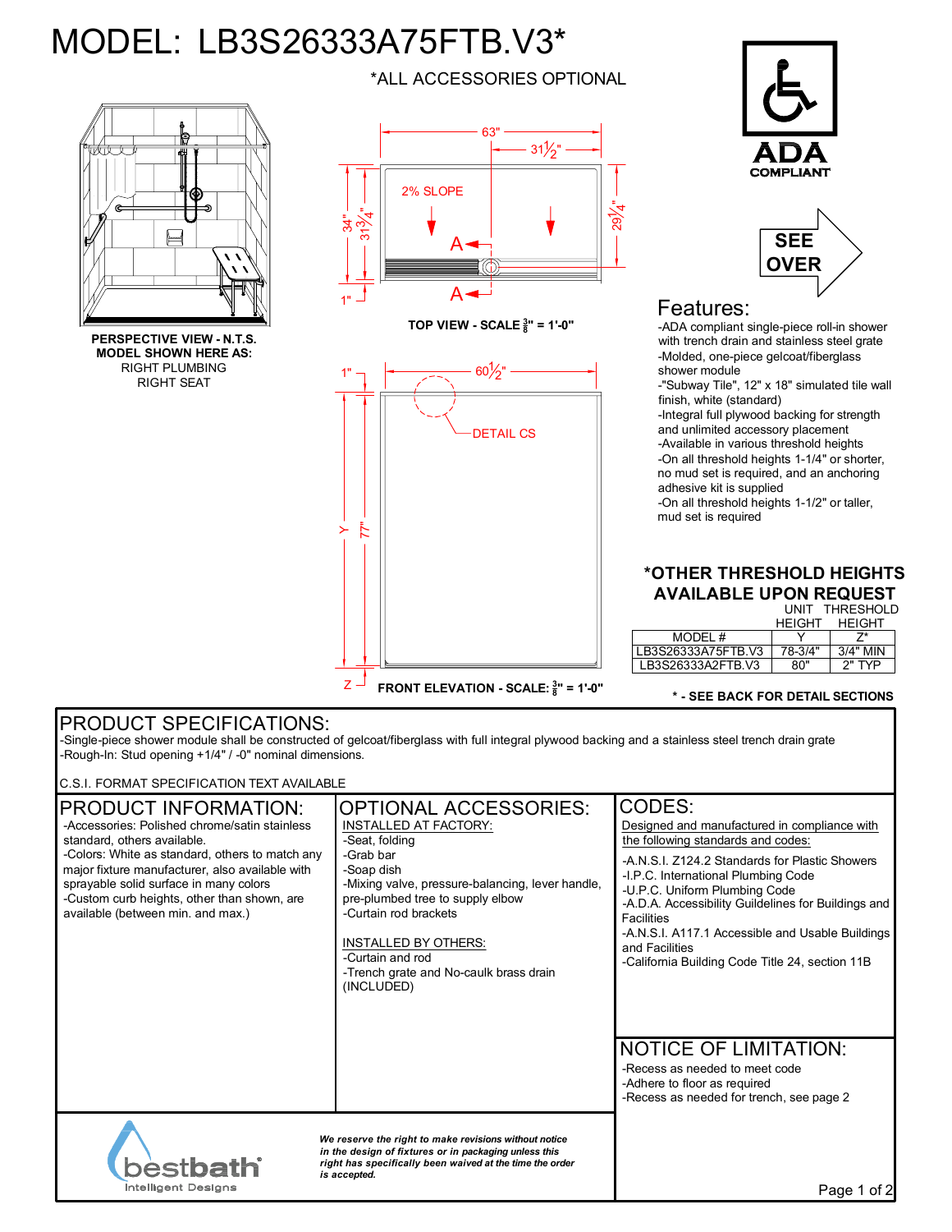# MODEL: LB3S26333A75FTB.V3*

*ALL ACCESSORIES OPTIONAL

**PERSPECTIVE VIEW - N.T.S.**
**MODEL SHOWN HERE AS:**
RIGHT PLUMBING
RIGHT SEAT

63"
$31\frac{1}{2}$"
2% SLOPE
34"
$31\frac{3}{4}$"
$29\frac{1}{4}$"
1"
A
A

**TOP VIEW - SCALE $\frac{3}{8}$" = 1'-0"**

1"
$60\frac{1}{2}$"
DETAIL CS
Y
77"
Z

**FRONT ELEVATION - SCALE: $\frac{3}{8}$" = 1'-0"**

ADA COMPLIANT

SEE OVER

## Features:

- ADA compliant single-piece roll-in shower with trench drain and stainless steel grate
- Molded, one-piece gelcoat/fiberglass shower module
- "Subway Tile", 12" x 18" simulated tile wall finish, white (standard)
- Integral full plywood backing for strength and unlimited accessory placement
- Available in various threshold heights
- On all threshold heights 1-1/4" or shorter, no mud set is required, and an anchoring adhesive kit is supplied
- On all threshold heights 1-1/2" or taller, mud set is required

**\*OTHER THRESHOLD HEIGHTS AVAILABLE UPON REQUEST**

| MODEL # | UNIT HEIGHT Y | THRESHOLD HEIGHT Z* |
|---|---|---|
| LB3S26333A75FTB.V3 | 78-3/4" | 3/4" MIN |
| LB3S26333A2FTB.V3 | 80" | 2" TYP |

**\* - SEE BACK FOR DETAIL SECTIONS**

## PRODUCT SPECIFICATIONS:

- Single-piece shower module shall be constructed of gelcoat/fiberglass with full integral plywood backing and a stainless steel trench drain grate
- Rough-In: Stud opening +1/4" / -0" nominal dimensions.

C.S.I. FORMAT SPECIFICATION TEXT AVAILABLE

## PRODUCT INFORMATION:

- Accessories: Polished chrome/satin stainless standard, others available.
- Colors: White as standard, others to match any major fixture manufacturer, also available with sprayable solid surface in many colors
- Custom curb heights, other than shown, are available (between min. and max.)

## OPTIONAL ACCESSORIES:

INSTALLED AT FACTORY:

- Seat, folding
- Grab bar
- Soap dish
- Mixing valve, pressure-balancing, lever handle, pre-plumbed tree to supply elbow
- Curtain rod brackets

INSTALLED BY OTHERS:

- Curtain and rod
- Trench grate and No-caulk brass drain (INCLUDED)

## CODES:

Designed and manufactured in compliance with the following standards and codes:

- A.N.S.I. Z124.2 Standards for Plastic Showers
- I.P.C. International Plumbing Code
- U.P.C. Uniform Plumbing Code
- A.D.A. Accessibility Guildelines for Buildings and Facilities
- A.N.S.I. A117.1 Accessible and Usable Buildings and Facilities
- California Building Code Title 24, section 11B

## NOTICE OF LIMITATION:

- Recess as needed to meet code
- Adhere to floor as required
- Recess as needed for trench, see page 2

bestbath Intelligent Designs

*We reserve the right to make revisions without notice in the design of fixtures or in packaging unless this right has specifically been waived at the time the order is accepted.*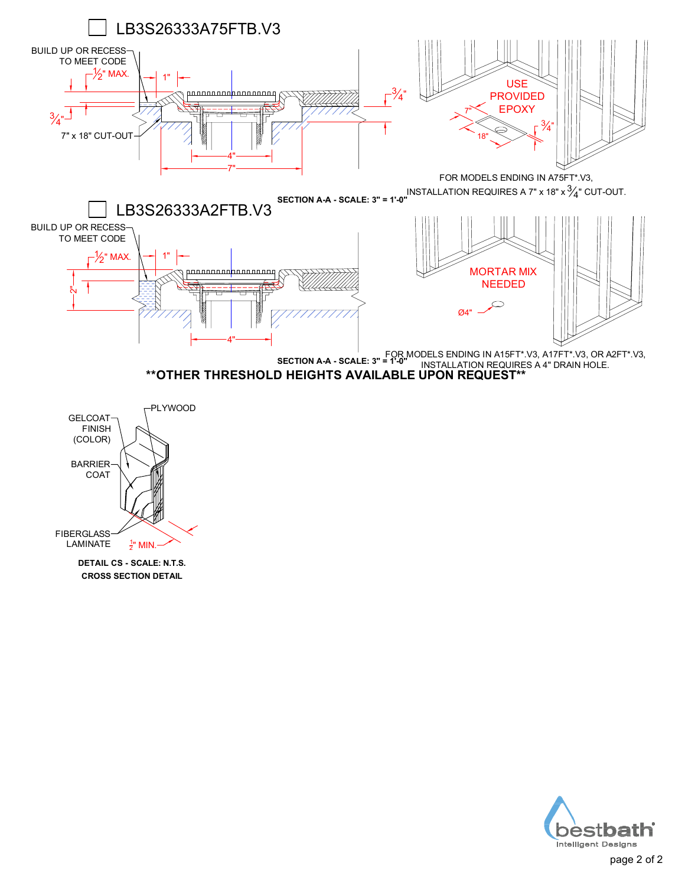☐ LB3S26333A75FTB.V3

BUILD UP OR RECESS TO MEET CODE

½" MAX.

1"

¾"

¾"

7" x 18" CUT-OUT

4"

7"

USE PROVIDED EPOXY

7"

18"

¾"

FOR MODELS ENDING IN A75FT*.V3, INSTALLATION REQUIRES A 7" x 18" x ¾" CUT-OUT.

**SECTION A-A - SCALE: 3" = 1'-0"**

☐ LB3S26333A2FTB.V3

BUILD UP OR RECESS TO MEET CODE

½" MAX.

1"

2"

4"

MORTAR MIX NEEDED

Ø4"

**SECTION A-A - SCALE: 3" = 1'-0"**

FOR MODELS ENDING IN A15FT*.V3, A17FT*.V3, OR A2FT*.V3, INSTALLATION REQUIRES A 4" DRAIN HOLE.

**\*\*OTHER THRESHOLD HEIGHTS AVAILABLE UPON REQUEST\*\***

PLYWOOD

GELCOAT FINISH (COLOR)

BARRIER COAT

FIBERGLASS LAMINATE

½" MIN.

**DETAIL CS - SCALE: N.T.S.**

**CROSS SECTION DETAIL**

bestbath Intelligent Designs